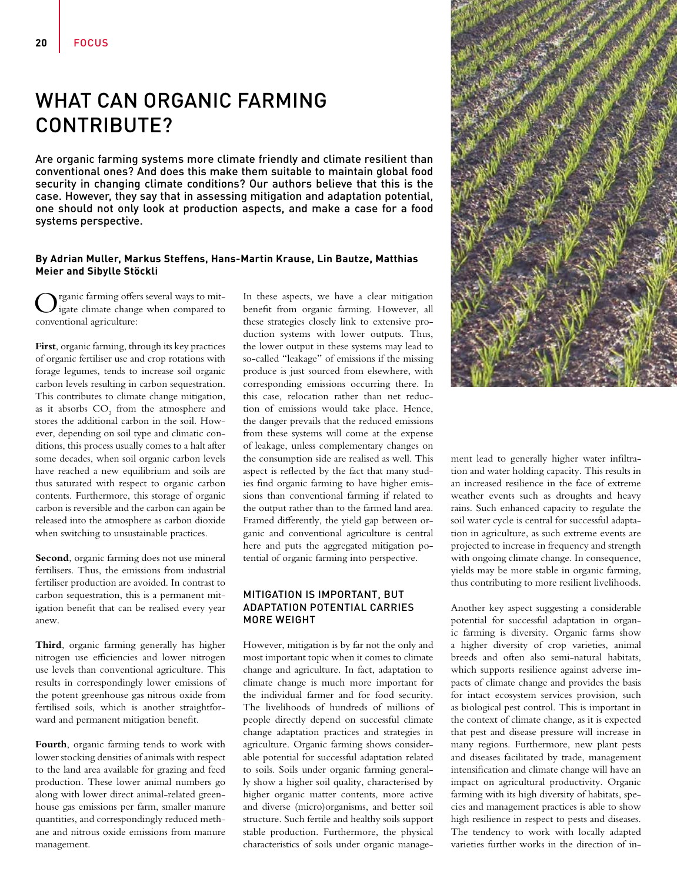# WHAT CAN ORGANIC FARMING CONTRIBUTE?

**Are organic farming systems more climate friendly and climate resilient than conventional ones? And does this make them suitable to maintain global food security in changing climate conditions? Our authors believe that this is the case. However, they say that in assessing mitigation and adaptation potential, one should not only look at production aspects, and make a case for a food systems perspective.**

**By Adrian Muller, Markus Steffens, Hans-Martin Krause, Lin Bautze, Matthias Meier and Sibylle Stöckli**

Organic farming offers several ways to mitigate climate change when compared to conventional agriculture:

**First**, organic farming, through its key practices of organic fertiliser use and crop rotations with forage legumes, tends to increase soil organic carbon levels resulting in carbon sequestration. This contributes to climate change mitigation, as it absorbs $CO_2$ from the atmosphere and stores the additional carbon in the soil. However, depending on soil type and climatic conditions, this process usually comes to a halt after some decades, when soil organic carbon levels have reached a new equilibrium and soils are thus saturated with respect to organic carbon contents. Furthermore, this storage of organic carbon is reversible and the carbon can again be released into the atmosphere as carbon dioxide when switching to unsustainable practices.

**Second**, organic farming does not use mineral fertilisers. Thus, the emissions from industrial fertiliser production are avoided. In contrast to carbon sequestration, this is a permanent mitigation benefit that can be realised every year anew.

**Third**, organic farming generally has higher nitrogen use efficiencies and lower nitrogen use levels than conventional agriculture. This results in correspondingly lower emissions of the potent greenhouse gas nitrous oxide from fertilised soils, which is another straightforward and permanent mitigation benefit.

**Fourth**, organic farming tends to work with lower stocking densities of animals with respect to the land area available for grazing and feed production. These lower animal numbers go along with lower direct animal-related greenhouse gas emissions per farm, smaller manure quantities, and correspondingly reduced methane and nitrous oxide emissions from manure management.

In these aspects, we have a clear mitigation benefit from organic farming. However, all these strategies closely link to extensive production systems with lower outputs. Thus, the lower output in these systems may lead to so-called "leakage" of emissions if the missing produce is just sourced from elsewhere, with corresponding emissions occurring there. In this case, relocation rather than net reduction of emissions would take place. Hence, the danger prevails that the reduced emissions from these systems will come at the expense of leakage, unless complementary changes on the consumption side are realised as well. This aspect is reflected by the fact that many studies find organic farming to have higher emissions than conventional farming if related to the output rather than to the farmed land area. Framed differently, the yield gap between organic and conventional agriculture is central here and puts the aggregated mitigation potential of organic farming into perspective.

## MITIGATION IS IMPORTANT, BUT ADAPTATION POTENTIAL CARRIES MORE WEIGHT

However, mitigation is by far not the only and most important topic when it comes to climate change and agriculture. In fact, adaptation to climate change is much more important for the individual farmer and for food security. The livelihoods of hundreds of millions of people directly depend on successful climate change adaptation practices and strategies in agriculture. Organic farming shows considerable potential for successful adaptation related to soils. Soils under organic farming generally show a higher soil quality, characterised by higher organic matter contents, more active and diverse (micro)organisms, and better soil structure. Such fertile and healthy soils support stable production. Furthermore, the physical characteristics of soils under organic management lead to generally higher water infiltration and water holding capacity. This results in an increased resilience in the face of extreme weather events such as droughts and heavy rains. Such enhanced capacity to regulate the soil water cycle is central for successful adaptation in agriculture, as such extreme events are projected to increase in frequency and strength with ongoing climate change. In consequence, yields may be more stable in organic farming, thus contributing to more resilient livelihoods.

Another key aspect suggesting a considerable potential for successful adaptation in organic farming is diversity. Organic farms show a higher diversity of crop varieties, animal breeds and often also semi-natural habitats, which supports resilience against adverse impacts of climate change and provides the basis for intact ecosystem services provision, such as biological pest control. This is important in the context of climate change, as it is expected that pest and disease pressure will increase in many regions. Furthermore, new plant pests and diseases facilitated by trade, management intensification and climate change will have an impact on agricultural productivity. Organic farming with its high diversity of habitats, species and management practices is able to show high resilience in respect to pests and diseases. The tendency to work with locally adapted varieties further works in the direction of in-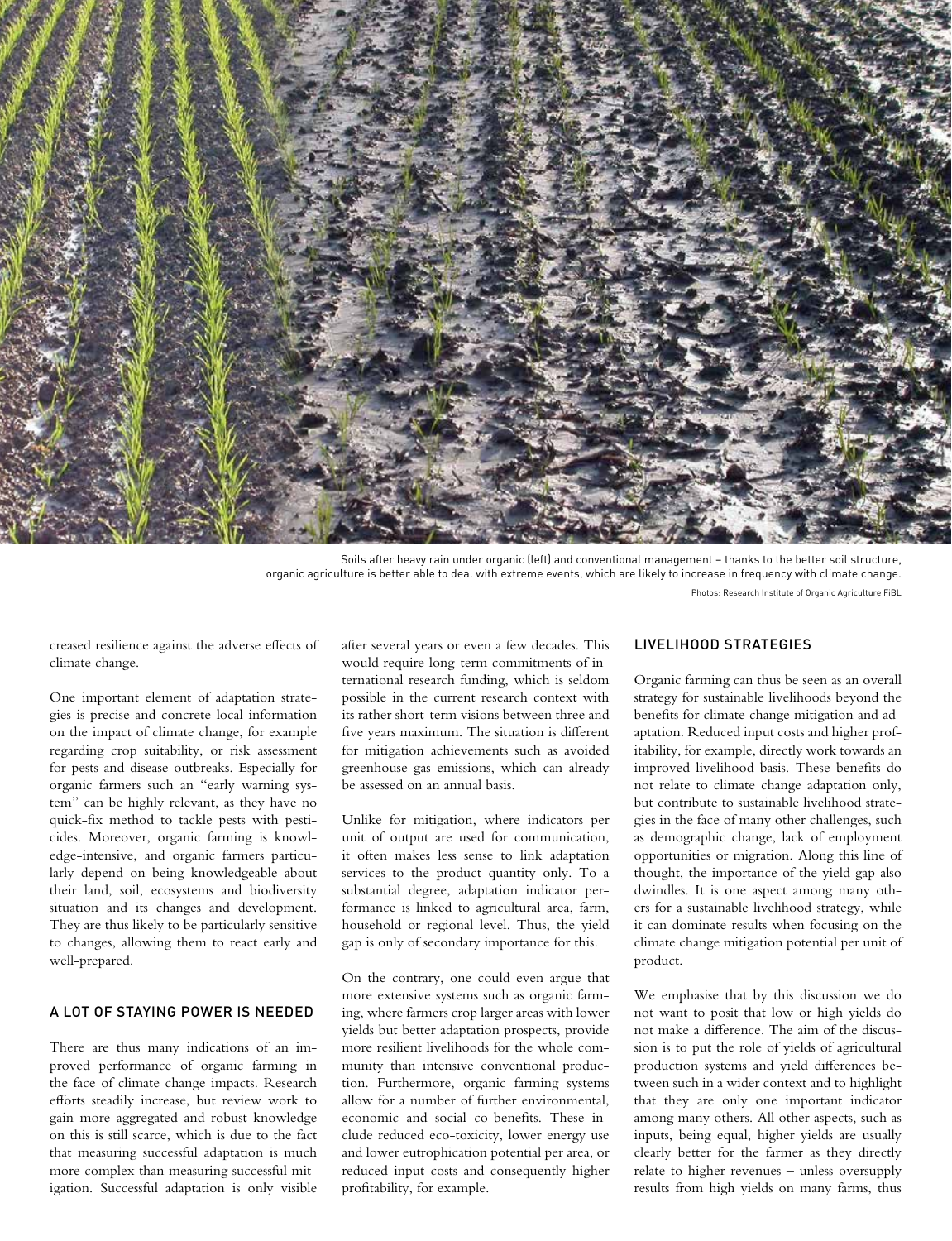Soils after heavy rain under organic (left) and conventional management – thanks to the better soil structure, organic agriculture is better able to deal with extreme events, which are likely to increase in frequency with climate change.

Photos: Research Institute of Organic Agriculture FiBL

creased resilience against the adverse effects of climate change.

One important element of adaptation strategies is precise and concrete local information on the impact of climate change, for example regarding crop suitability, or risk assessment for pests and disease outbreaks. Especially for organic farmers such an "early warning system" can be highly relevant, as they have no quick-fix method to tackle pests with pesticides. Moreover, organic farming is knowledge-intensive, and organic farmers particularly depend on being knowledgeable about their land, soil, ecosystems and biodiversity situation and its changes and development. They are thus likely to be particularly sensitive to changes, allowing them to react early and well-prepared.

## A LOT OF STAYING POWER IS NEEDED

There are thus many indications of an improved performance of organic farming in the face of climate change impacts. Research efforts steadily increase, but review work to gain more aggregated and robust knowledge on this is still scarce, which is due to the fact that measuring successful adaptation is much more complex than measuring successful mitigation. Successful adaptation is only visible after several years or even a few decades. This would require long-term commitments of international research funding, which is seldom possible in the current research context with its rather short-term visions between three and five years maximum. The situation is different for mitigation achievements such as avoided greenhouse gas emissions, which can already be assessed on an annual basis.

Unlike for mitigation, where indicators per unit of output are used for communication, it often makes less sense to link adaptation services to the product quantity only. To a substantial degree, adaptation indicator performance is linked to agricultural area, farm, household or regional level. Thus, the yield gap is only of secondary importance for this.

On the contrary, one could even argue that more extensive systems such as organic farming, where farmers crop larger areas with lower yields but better adaptation prospects, provide more resilient livelihoods for the whole community than intensive conventional production. Furthermore, organic farming systems allow for a number of further environmental, economic and social co-benefits. These include reduced eco-toxicity, lower energy use and lower eutrophication potential per area, or reduced input costs and consequently higher profitability, for example.

## LIVELIHOOD STRATEGIES

Organic farming can thus be seen as an overall strategy for sustainable livelihoods beyond the benefits for climate change mitigation and adaptation. Reduced input costs and higher profitability, for example, directly work towards an improved livelihood basis. These benefits do not relate to climate change adaptation only, but contribute to sustainable livelihood strategies in the face of many other challenges, such as demographic change, lack of employment opportunities or migration. Along this line of thought, the importance of the yield gap also dwindles. It is one aspect among many others for a sustainable livelihood strategy, while it can dominate results when focusing on the climate change mitigation potential per unit of product.

We emphasise that by this discussion we do not want to posit that low or high yields do not make a difference. The aim of the discussion is to put the role of yields of agricultural production systems and yield differences between such in a wider context and to highlight that they are only one important indicator among many others. All other aspects, such as inputs, being equal, higher yields are usually clearly better for the farmer as they directly relate to higher revenues – unless oversupply results from high yields on many farms, thus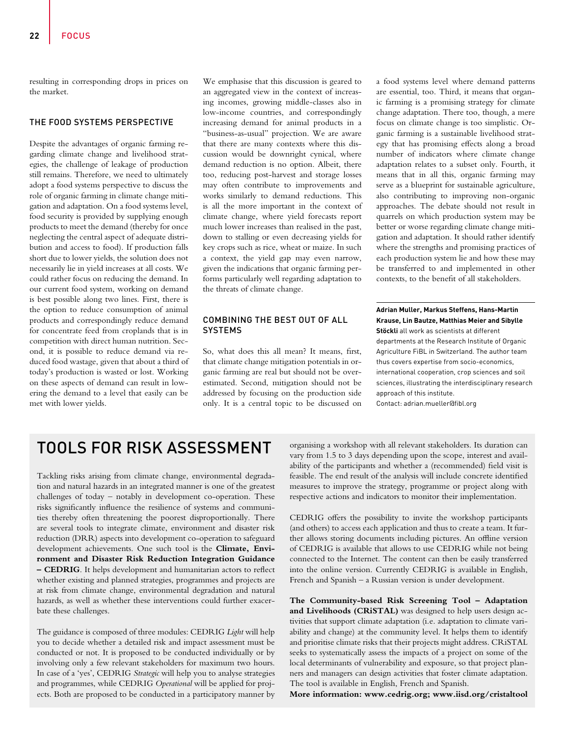resulting in corresponding drops in prices on the market.

### THE FOOD SYSTEMS PERSPECTIVE

Despite the advantages of organic farming regarding climate change and livelihood strategies, the challenge of leakage of production still remains. Therefore, we need to ultimately adopt a food systems perspective to discuss the role of organic farming in climate change mitigation and adaptation. On a food systems level, food security is provided by supplying enough products to meet the demand (thereby for once neglecting the central aspect of adequate distribution and access to food). If production falls short due to lower yields, the solution does not necessarily lie in yield increases at all costs. We could rather focus on reducing the demand. In our current food system, working on demand is best possible along two lines. First, there is the option to reduce consumption of animal products and correspondingly reduce demand for concentrate feed from croplands that is in competition with direct human nutrition. Second, it is possible to reduce demand via reduced food wastage, given that about a third of today's production is wasted or lost. Working on these aspects of demand can result in lowering the demand to a level that easily can be met with lower yields.

We emphasise that this discussion is geared to an aggregated view in the context of increasing incomes, growing middle-classes also in low-income countries, and correspondingly increasing demand for animal products in a "business-as-usual" projection. We are aware that there are many contexts where this discussion would be downright cynical, where demand reduction is no option. Albeit, there too, reducing post-harvest and storage losses may often contribute to improvements and works similarly to demand reductions. This is all the more important in the context of climate change, where yield forecasts report much lower increases than realised in the past, down to stalling or even decreasing yields for key crops such as rice, wheat or maize. In such a context, the yield gap may even narrow, given the indications that organic farming performs particularly well regarding adaptation to the threats of climate change.

### COMBINING THE BEST OUT OF ALL SYSTEMS

So, what does this all mean? It means, first, that climate change mitigation potentials in organic farming are real but should not be overestimated. Second, mitigation should not be addressed by focusing on the production side only. It is a central topic to be discussed on a food systems level where demand patterns are essential, too. Third, it means that organic farming is a promising strategy for climate change adaptation. There too, though, a mere focus on climate change is too simplistic. Organic farming is a sustainable livelihood strategy that has promising effects along a broad number of indicators where climate change adaptation relates to a subset only. Fourth, it means that in all this, organic farming may serve as a blueprint for sustainable agriculture, also contributing to improving non-organic approaches. The debate should not result in quarrels on which production system may be better or worse regarding climate change mitigation and adaptation. It should rather identify where the strengths and promising practices of each production system lie and how these may be transferred to and implemented in other contexts, to the benefit of all stakeholders.

---

**Adrian Muller, Markus Steffens, Hans-Martin Krause, Lin Bautze, Matthias Meier and Sibylle Stöckli** all work as scientists at different departments at the Research Institute of Organic Agriculture FiBL in Switzerland. The author team thus covers expertise from socio-economics, international cooperation, crop sciences and soil sciences, illustrating the interdisciplinary research approach of this institute.
Contact: adrian.mueller@fibl.org

## TOOLS FOR RISK ASSESSMENT

Tackling risks arising from climate change, environmental degradation and natural hazards in an integrated manner is one of the greatest challenges of today – notably in development co-operation. These risks significantly influence the resilience of systems and communities thereby often threatening the poorest disproportionally. There are several tools to integrate climate, environment and disaster risk reduction (DRR) aspects into development co-operation to safeguard development achievements. One such tool is the **Climate, Environment and Disaster Risk Reduction Integration Guidance – CEDRIG**. It helps development and humanitarian actors to reflect whether existing and planned strategies, programmes and projects are at risk from climate change, environmental degradation and natural hazards, as well as whether these interventions could further exacerbate these challenges.

The guidance is composed of three modules: CEDRIG *Light* will help you to decide whether a detailed risk and impact assessment must be conducted or not. It is proposed to be conducted individually or by involving only a few relevant stakeholders for maximum two hours. In case of a 'yes', CEDRIG *Strategic* will help you to analyse strategies and programmes, while CEDRIG *Operational* will be applied for projects. Both are proposed to be conducted in a participatory manner by organising a workshop with all relevant stakeholders. Its duration can vary from 1.5 to 3 days depending upon the scope, interest and availability of the participants and whether a (recommended) field visit is feasible. The end result of the analysis will include concrete identified measures to improve the strategy, programme or project along with respective actions and indicators to monitor their implementation.

CEDRIG offers the possibility to invite the workshop participants (and others) to access each application and thus to create a team. It further allows storing documents including pictures. An offline version of CEDRIG is available that allows to use CEDRIG while not being connected to the Internet. The content can then be easily transferred into the online version. Currently CEDRIG is available in English, French and Spanish – a Russian version is under development.

**The Community-based Risk Screening Tool – Adaptation and Livelihoods (CRiSTAL)** was designed to help users design activities that support climate adaptation (i.e. adaptation to climate variability and change) at the community level. It helps them to identify and prioritise climate risks that their projects might address. CRiSTAL seeks to systematically assess the impacts of a project on some of the local determinants of vulnerability and exposure, so that project planners and managers can design activities that foster climate adaptation. The tool is available in English, French and Spanish.
**More information: www.cedrig.org; www.iisd.org/cristaltool**